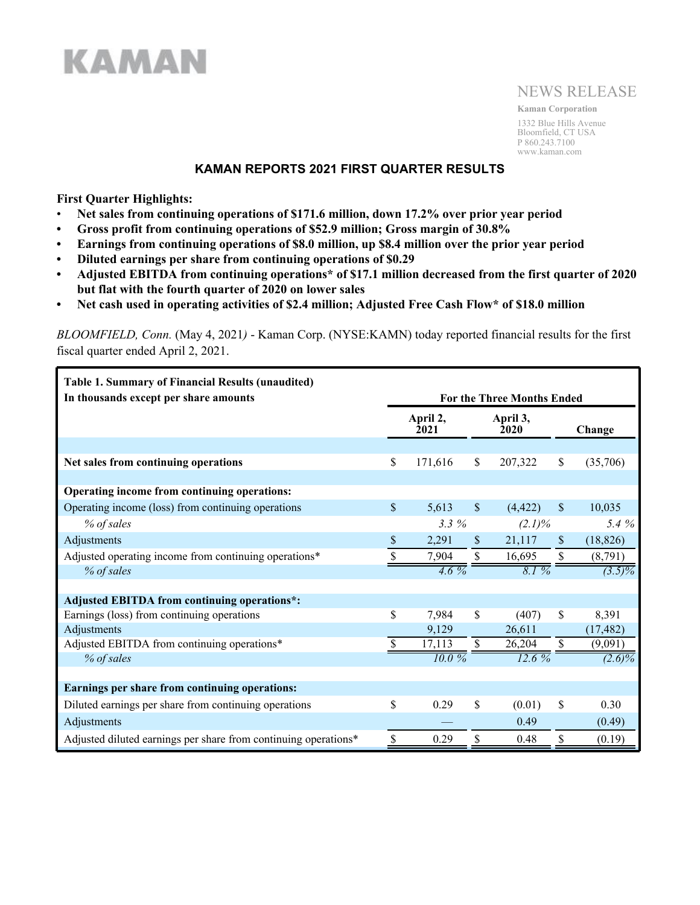KAMAN

NEWS RELEASE

**Kaman Corporation**

1332 Blue Hills Avenue
Bloomfield, CT USA
P 860.243.7100
www.kaman.com

# KAMAN REPORTS 2021 FIRST QUARTER RESULTS

**First Quarter Highlights:**

- **Net sales from continuing operations of $171.6 million, down 17.2% over prior year period**
- **Gross profit from continuing operations of $52.9 million; Gross margin of 30.8%**
- **Earnings from continuing operations of $8.0 million, up $8.4 million over the prior year period**
- **Diluted earnings per share from continuing operations of $0.29**
- **Adjusted EBITDA from continuing operations* of $17.1 million decreased from the first quarter of 2020 but flat with the fourth quarter of 2020 on lower sales**
- **Net cash used in operating activities of $2.4 million; Adjusted Free Cash Flow* of $18.0 million**

*BLOOMFIELD, Conn.* (May 4, 2021*)* - Kaman Corp. (NYSE:KAMN) today reported financial results for the first fiscal quarter ended April 2, 2021.

**Table 1. Summary of Financial Results (unaudited)**
**In thousands except per share amounts**

| | For the Three Months Ended | | |
|---|---|---|---|
| | **April 2, 2021** | **April 3, 2020** | **Change** |
| **Net sales from continuing operations** | $ 171,616 | $ 207,322 | $ (35,706) |
| **Operating income from continuing operations:** | | | |
| Operating income (loss) from continuing operations | $ 5,613 | $ (4,422) | $ 10,035 |
| *% of sales* | *3.3 %* | *(2.1)%* | *5.4 %* |
| Adjustments | $ 2,291 | $ 21,117 | $ (18,826) |
| Adjusted operating income from continuing operations* | $ 7,904 | $ 16,695 | $ (8,791) |
| *% of sales* | *4.6 %* | *8.1 %* | *(3.5)%* |
| **Adjusted EBITDA from continuing operations*:** | | | |
| Earnings (loss) from continuing operations | $ 7,984 | $ (407) | $ 8,391 |
| Adjustments | 9,129 | 26,611 | (17,482) |
| Adjusted EBITDA from continuing operations* | $ 17,113 | $ 26,204 | $ (9,091) |
| *% of sales* | *10.0 %* | *12.6 %* | *(2.6)%* |
| **Earnings per share from continuing operations:** | | | |
| Diluted earnings per share from continuing operations | $ 0.29 | $ (0.01) | $ 0.30 |
| Adjustments | — | 0.49 | (0.49) |
| Adjusted diluted earnings per share from continuing operations* | $ 0.29 | $ 0.48 | $ (0.19) |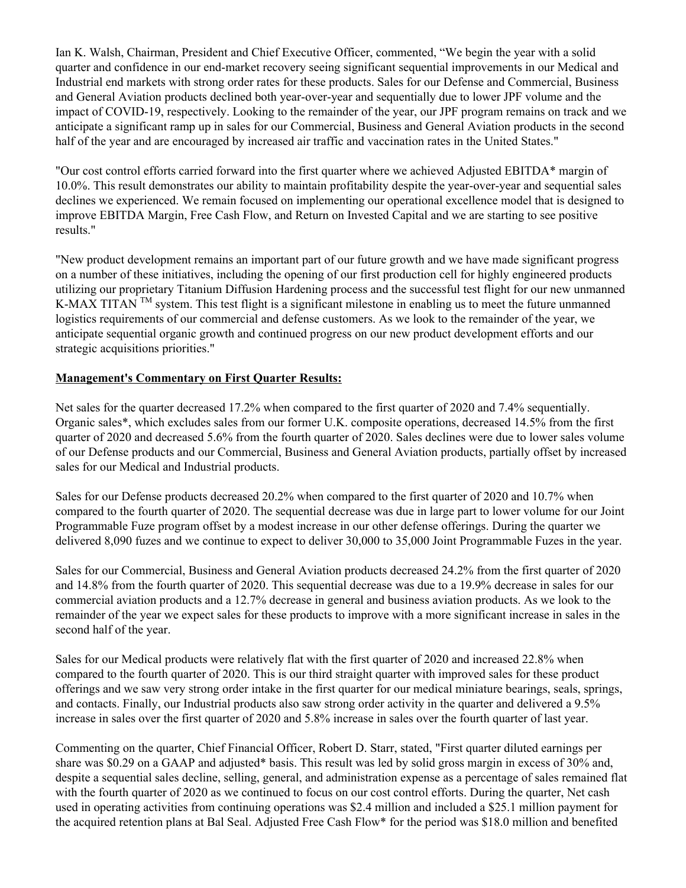Ian K. Walsh, Chairman, President and Chief Executive Officer, commented, "We begin the year with a solid quarter and confidence in our end-market recovery seeing significant sequential improvements in our Medical and Industrial end markets with strong order rates for these products. Sales for our Defense and Commercial, Business and General Aviation products declined both year-over-year and sequentially due to lower JPF volume and the impact of COVID-19, respectively. Looking to the remainder of the year, our JPF program remains on track and we anticipate a significant ramp up in sales for our Commercial, Business and General Aviation products in the second half of the year and are encouraged by increased air traffic and vaccination rates in the United States."

"Our cost control efforts carried forward into the first quarter where we achieved Adjusted EBITDA* margin of 10.0%. This result demonstrates our ability to maintain profitability despite the year-over-year and sequential sales declines we experienced. We remain focused on implementing our operational excellence model that is designed to improve EBITDA Margin, Free Cash Flow, and Return on Invested Capital and we are starting to see positive results."

"New product development remains an important part of our future growth and we have made significant progress on a number of these initiatives, including the opening of our first production cell for highly engineered products utilizing our proprietary Titanium Diffusion Hardening process and the successful test flight for our new unmanned K-MAX TITAN ™ system. This test flight is a significant milestone in enabling us to meet the future unmanned logistics requirements of our commercial and defense customers. As we look to the remainder of the year, we anticipate sequential organic growth and continued progress on our new product development efforts and our strategic acquisitions priorities."

**Management's Commentary on First Quarter Results:**

Net sales for the quarter decreased 17.2% when compared to the first quarter of 2020 and 7.4% sequentially. Organic sales*, which excludes sales from our former U.K. composite operations, decreased 14.5% from the first quarter of 2020 and decreased 5.6% from the fourth quarter of 2020. Sales declines were due to lower sales volume of our Defense products and our Commercial, Business and General Aviation products, partially offset by increased sales for our Medical and Industrial products.

Sales for our Defense products decreased 20.2% when compared to the first quarter of 2020 and 10.7% when compared to the fourth quarter of 2020. The sequential decrease was due in large part to lower volume for our Joint Programmable Fuze program offset by a modest increase in our other defense offerings. During the quarter we delivered 8,090 fuzes and we continue to expect to deliver 30,000 to 35,000 Joint Programmable Fuzes in the year.

Sales for our Commercial, Business and General Aviation products decreased 24.2% from the first quarter of 2020 and 14.8% from the fourth quarter of 2020. This sequential decrease was due to a 19.9% decrease in sales for our commercial aviation products and a 12.7% decrease in general and business aviation products. As we look to the remainder of the year we expect sales for these products to improve with a more significant increase in sales in the second half of the year.

Sales for our Medical products were relatively flat with the first quarter of 2020 and increased 22.8% when compared to the fourth quarter of 2020. This is our third straight quarter with improved sales for these product offerings and we saw very strong order intake in the first quarter for our medical miniature bearings, seals, springs, and contacts. Finally, our Industrial products also saw strong order activity in the quarter and delivered a 9.5% increase in sales over the first quarter of 2020 and 5.8% increase in sales over the fourth quarter of last year.

Commenting on the quarter, Chief Financial Officer, Robert D. Starr, stated, "First quarter diluted earnings per share was $0.29 on a GAAP and adjusted* basis. This result was led by solid gross margin in excess of 30% and, despite a sequential sales decline, selling, general, and administration expense as a percentage of sales remained flat with the fourth quarter of 2020 as we continued to focus on our cost control efforts. During the quarter, Net cash used in operating activities from continuing operations was $2.4 million and included a $25.1 million payment for the acquired retention plans at Bal Seal. Adjusted Free Cash Flow* for the period was $18.0 million and benefited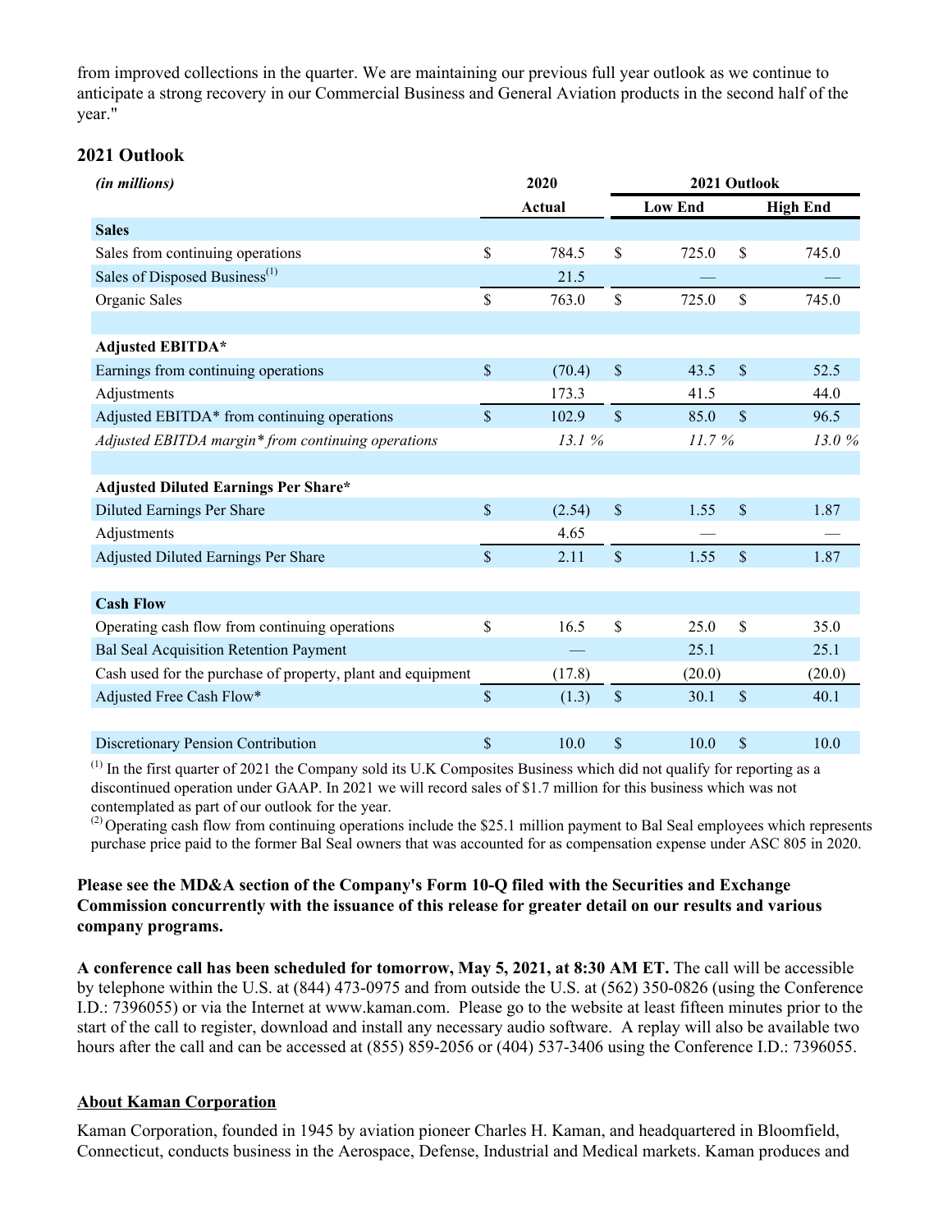from improved collections in the quarter. We are maintaining our previous full year outlook as we continue to anticipate a strong recovery in our Commercial Business and General Aviation products in the second half of the year."

## 2021 Outlook

| *(in millions)* | 2020 Actual | 2021 Outlook Low End | 2021 Outlook High End |
|---|---|---|---|
| **Sales** | | | |
| Sales from continuing operations | $ 784.5 | $ 725.0 | $ 745.0 |
| Sales of Disposed Business[1] | 21.5 | — | — |
| Organic Sales | $ 763.0 | $ 725.0 | $ 745.0 |
| | | | |
| **Adjusted EBITDA*** | | | |
| Earnings from continuing operations | $ (70.4) | $ 43.5 | $ 52.5 |
| Adjustments | 173.3 | 41.5 | 44.0 |
| Adjusted EBITDA* from continuing operations | $ 102.9 | $ 85.0 | $ 96.5 |
| *Adjusted EBITDA margin* from continuing operations* | *13.1 %* | *11.7 %* | *13.0 %* |
| | | | |
| **Adjusted Diluted Earnings Per Share*** | | | |
| Diluted Earnings Per Share | $ (2.54) | $ 1.55 | $ 1.87 |
| Adjustments | 4.65 | — | — |
| Adjusted Diluted Earnings Per Share | $ 2.11 | $ 1.55 | $ 1.87 |
| | | | |
| **Cash Flow** | | | |
| Operating cash flow from continuing operations | $ 16.5 | $ 25.0 | $ 35.0 |
| Bal Seal Acquisition Retention Payment | — | 25.1 | 25.1 |
| Cash used for the purchase of property, plant and equipment | (17.8) | (20.0) | (20.0) |
| Adjusted Free Cash Flow* | $ (1.3) | $ 30.1 | $ 40.1 |
| | | | |
| Discretionary Pension Contribution | $ 10.0 | $ 10.0 | $ 10.0 |

[1] In the first quarter of 2021 the Company sold its U.K Composites Business which did not qualify for reporting as a discontinued operation under GAAP. In 2021 we will record sales of $1.7 million for this business which was not contemplated as part of our outlook for the year.

[2] Operating cash flow from continuing operations include the $25.1 million payment to Bal Seal employees which represents purchase price paid to the former Bal Seal owners that was accounted for as compensation expense under ASC 805 in 2020.

**Please see the MD&A section of the Company's Form 10-Q filed with the Securities and Exchange Commission concurrently with the issuance of this release for greater detail on our results and various company programs.**

**A conference call has been scheduled for tomorrow, May 5, 2021, at 8:30 AM ET.** The call will be accessible by telephone within the U.S. at (844) 473-0975 and from outside the U.S. at (562) 350-0826 (using the Conference I.D.: 7396055) or via the Internet at www.kaman.com. Please go to the website at least fifteen minutes prior to the start of the call to register, download and install any necessary audio software. A replay will also be available two hours after the call and can be accessed at (855) 859-2056 or (404) 537-3406 using the Conference I.D.: 7396055.

## About Kaman Corporation

Kaman Corporation, founded in 1945 by aviation pioneer Charles H. Kaman, and headquartered in Bloomfield, Connecticut, conducts business in the Aerospace, Defense, Industrial and Medical markets. Kaman produces and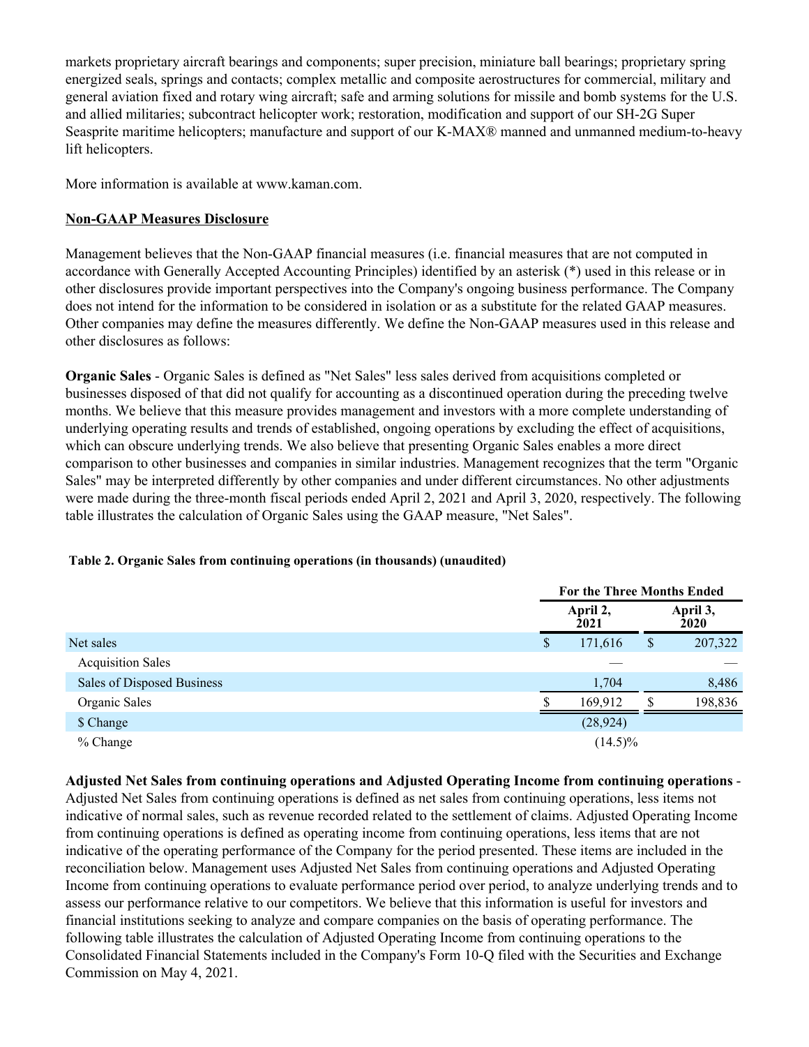markets proprietary aircraft bearings and components; super precision, miniature ball bearings; proprietary spring energized seals, springs and contacts; complex metallic and composite aerostructures for commercial, military and general aviation fixed and rotary wing aircraft; safe and arming solutions for missile and bomb systems for the U.S. and allied militaries; subcontract helicopter work; restoration, modification and support of our SH-2G Super Seasprite maritime helicopters; manufacture and support of our K-MAX® manned and unmanned medium-to-heavy lift helicopters.

More information is available at www.kaman.com.

**Non-GAAP Measures Disclosure**

Management believes that the Non-GAAP financial measures (i.e. financial measures that are not computed in accordance with Generally Accepted Accounting Principles) identified by an asterisk (*) used in this release or in other disclosures provide important perspectives into the Company's ongoing business performance. The Company does not intend for the information to be considered in isolation or as a substitute for the related GAAP measures. Other companies may define the measures differently. We define the Non-GAAP measures used in this release and other disclosures as follows:

**Organic Sales** - Organic Sales is defined as "Net Sales" less sales derived from acquisitions completed or businesses disposed of that did not qualify for accounting as a discontinued operation during the preceding twelve months. We believe that this measure provides management and investors with a more complete understanding of underlying operating results and trends of established, ongoing operations by excluding the effect of acquisitions, which can obscure underlying trends. We also believe that presenting Organic Sales enables a more direct comparison to other businesses and companies in similar industries. Management recognizes that the term "Organic Sales" may be interpreted differently by other companies and under different circumstances. No other adjustments were made during the three-month fiscal periods ended April 2, 2021 and April 3, 2020, respectively. The following table illustrates the calculation of Organic Sales using the GAAP measure, "Net Sales".

**Table 2. Organic Sales from continuing operations (in thousands) (unaudited)**

| | For the Three Months Ended | |
|---|---|---|
| | April 2, 2021 | April 3, 2020 |
| Net sales | $ 171,616 | $ 207,322 |
| Acquisition Sales | — | — |
| Sales of Disposed Business | 1,704 | 8,486 |
| Organic Sales | $ 169,912 | $ 198,836 |
| $ Change | (28,924) | |
| % Change | (14.5)% | |

**Adjusted Net Sales from continuing operations and Adjusted Operating Income from continuing operations** - Adjusted Net Sales from continuing operations is defined as net sales from continuing operations, less items not indicative of normal sales, such as revenue recorded related to the settlement of claims. Adjusted Operating Income from continuing operations is defined as operating income from continuing operations, less items that are not indicative of the operating performance of the Company for the period presented. These items are included in the reconciliation below. Management uses Adjusted Net Sales from continuing operations and Adjusted Operating Income from continuing operations to evaluate performance period over period, to analyze underlying trends and to assess our performance relative to our competitors. We believe that this information is useful for investors and financial institutions seeking to analyze and compare companies on the basis of operating performance. The following table illustrates the calculation of Adjusted Operating Income from continuing operations to the Consolidated Financial Statements included in the Company's Form 10-Q filed with the Securities and Exchange Commission on May 4, 2021.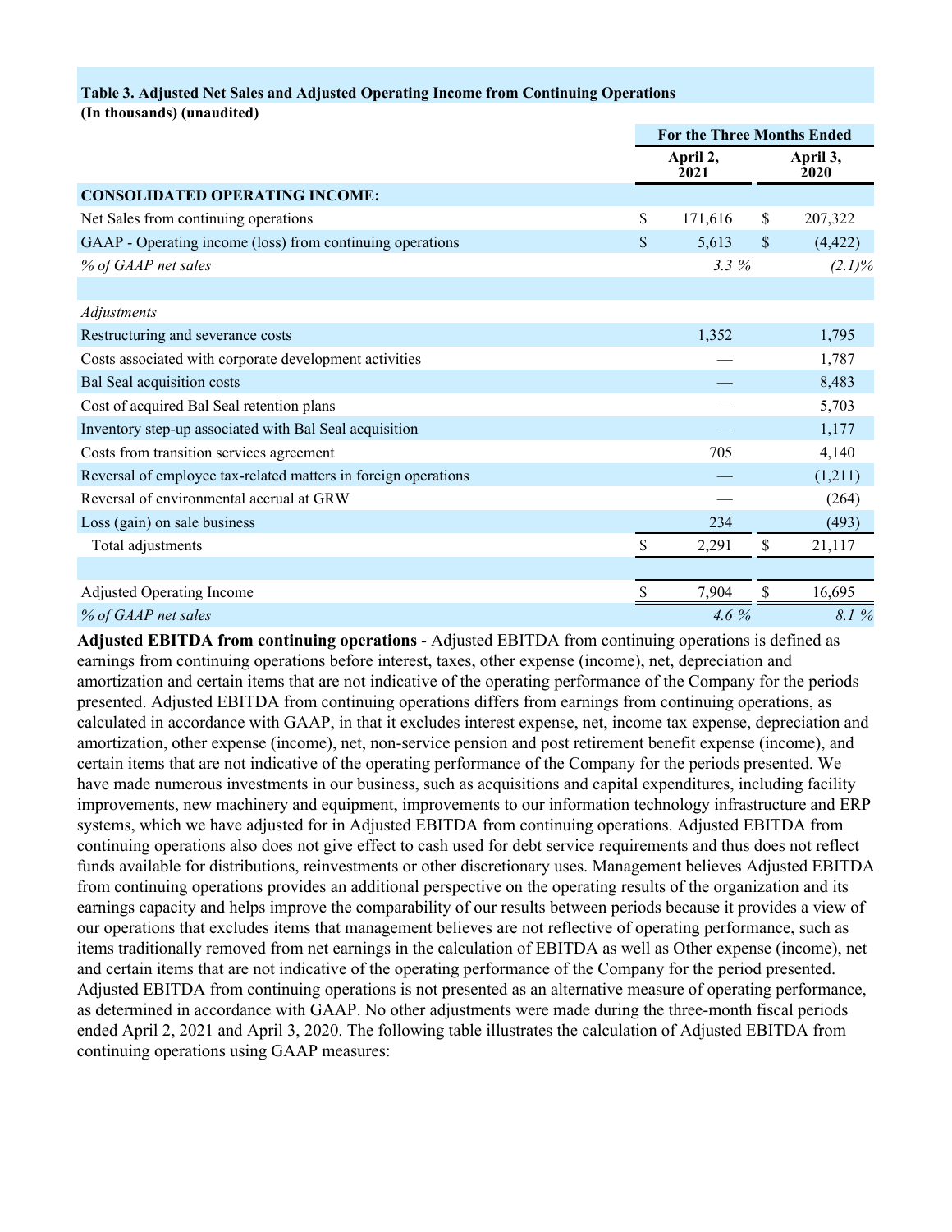**Table 3. Adjusted Net Sales and Adjusted Operating Income from Continuing Operations**
**(In thousands) (unaudited)**

| | For the Three Months Ended | |
|---|---|---|
| | April 2, 2021 | April 3, 2020 |
| **CONSOLIDATED OPERATING INCOME:** | | |
| Net Sales from continuing operations | $ 171,616 | $ 207,322 |
| GAAP - Operating income (loss) from continuing operations | $ 5,613 | $ (4,422) |
| *% of GAAP net sales* | *3.3 %* | *(2.1)%* |
| | | |
| *Adjustments* | | |
| Restructuring and severance costs | 1,352 | 1,795 |
| Costs associated with corporate development activities | — | 1,787 |
| Bal Seal acquisition costs | — | 8,483 |
| Cost of acquired Bal Seal retention plans | — | 5,703 |
| Inventory step-up associated with Bal Seal acquisition | — | 1,177 |
| Costs from transition services agreement | 705 | 4,140 |
| Reversal of employee tax-related matters in foreign operations | — | (1,211) |
| Reversal of environmental accrual at GRW | — | (264) |
| Loss (gain) on sale business | 234 | (493) |
| Total adjustments | $ 2,291 | $ 21,117 |
| | | |
| Adjusted Operating Income | $ 7,904 | $ 16,695 |
| *% of GAAP net sales* | *4.6 %* | *8.1 %* |

**Adjusted EBITDA from continuing operations** - Adjusted EBITDA from continuing operations is defined as earnings from continuing operations before interest, taxes, other expense (income), net, depreciation and amortization and certain items that are not indicative of the operating performance of the Company for the periods presented. Adjusted EBITDA from continuing operations differs from earnings from continuing operations, as calculated in accordance with GAAP, in that it excludes interest expense, net, income tax expense, depreciation and amortization, other expense (income), net, non-service pension and post retirement benefit expense (income), and certain items that are not indicative of the operating performance of the Company for the periods presented. We have made numerous investments in our business, such as acquisitions and capital expenditures, including facility improvements, new machinery and equipment, improvements to our information technology infrastructure and ERP systems, which we have adjusted for in Adjusted EBITDA from continuing operations. Adjusted EBITDA from continuing operations also does not give effect to cash used for debt service requirements and thus does not reflect funds available for distributions, reinvestments or other discretionary uses. Management believes Adjusted EBITDA from continuing operations provides an additional perspective on the operating results of the organization and its earnings capacity and helps improve the comparability of our results between periods because it provides a view of our operations that excludes items that management believes are not reflective of operating performance, such as items traditionally removed from net earnings in the calculation of EBITDA as well as Other expense (income), net and certain items that are not indicative of the operating performance of the Company for the period presented. Adjusted EBITDA from continuing operations is not presented as an alternative measure of operating performance, as determined in accordance with GAAP. No other adjustments were made during the three-month fiscal periods ended April 2, 2021 and April 3, 2020. The following table illustrates the calculation of Adjusted EBITDA from continuing operations using GAAP measures: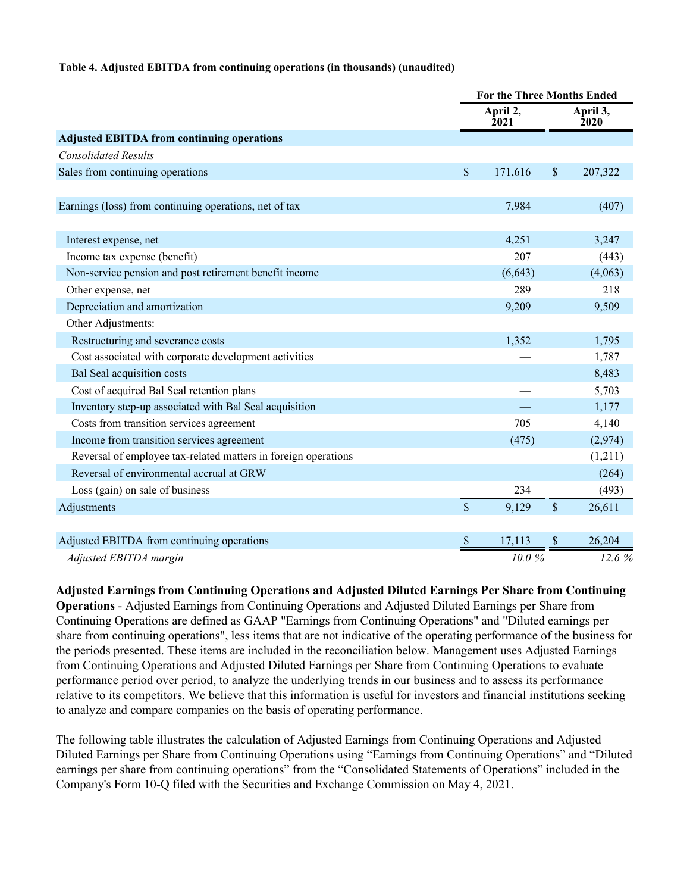**Table 4. Adjusted EBITDA from continuing operations (in thousands) (unaudited)**

| | For the Three Months Ended | |
|---|---|---|
| | April 2, 2021 | April 3, 2020 |
| **Adjusted EBITDA from continuing operations** | | |
| *Consolidated Results* | | |
| Sales from continuing operations | $ 171,616 | $ 207,322 |
| | | |
| Earnings (loss) from continuing operations, net of tax | 7,984 | (407) |
| | | |
| Interest expense, net | 4,251 | 3,247 |
| Income tax expense (benefit) | 207 | (443) |
| Non-service pension and post retirement benefit income | (6,643) | (4,063) |
| Other expense, net | 289 | 218 |
| Depreciation and amortization | 9,209 | 9,509 |
| Other Adjustments: | | |
| Restructuring and severance costs | 1,352 | 1,795 |
| Cost associated with corporate development activities | — | 1,787 |
| Bal Seal acquisition costs | — | 8,483 |
| Cost of acquired Bal Seal retention plans | — | 5,703 |
| Inventory step-up associated with Bal Seal acquisition | — | 1,177 |
| Costs from transition services agreement | 705 | 4,140 |
| Income from transition services agreement | (475) | (2,974) |
| Reversal of employee tax-related matters in foreign operations | — | (1,211) |
| Reversal of environmental accrual at GRW | — | (264) |
| Loss (gain) on sale of business | 234 | (493) |
| Adjustments | $ 9,129 | $ 26,611 |
| | | |
| Adjusted EBITDA from continuing operations | $ 17,113 | $ 26,204 |
| *Adjusted EBITDA margin* | *10.0 %* | *12.6 %* |

**Adjusted Earnings from Continuing Operations and Adjusted Diluted Earnings Per Share from Continuing Operations** - Adjusted Earnings from Continuing Operations and Adjusted Diluted Earnings per Share from Continuing Operations are defined as GAAP "Earnings from Continuing Operations" and "Diluted earnings per share from continuing operations", less items that are not indicative of the operating performance of the business for the periods presented. These items are included in the reconciliation below. Management uses Adjusted Earnings from Continuing Operations and Adjusted Diluted Earnings per Share from Continuing Operations to evaluate performance period over period, to analyze the underlying trends in our business and to assess its performance relative to its competitors. We believe that this information is useful for investors and financial institutions seeking to analyze and compare companies on the basis of operating performance.

The following table illustrates the calculation of Adjusted Earnings from Continuing Operations and Adjusted Diluted Earnings per Share from Continuing Operations using "Earnings from Continuing Operations" and "Diluted earnings per share from continuing operations" from the "Consolidated Statements of Operations" included in the Company's Form 10-Q filed with the Securities and Exchange Commission on May 4, 2021.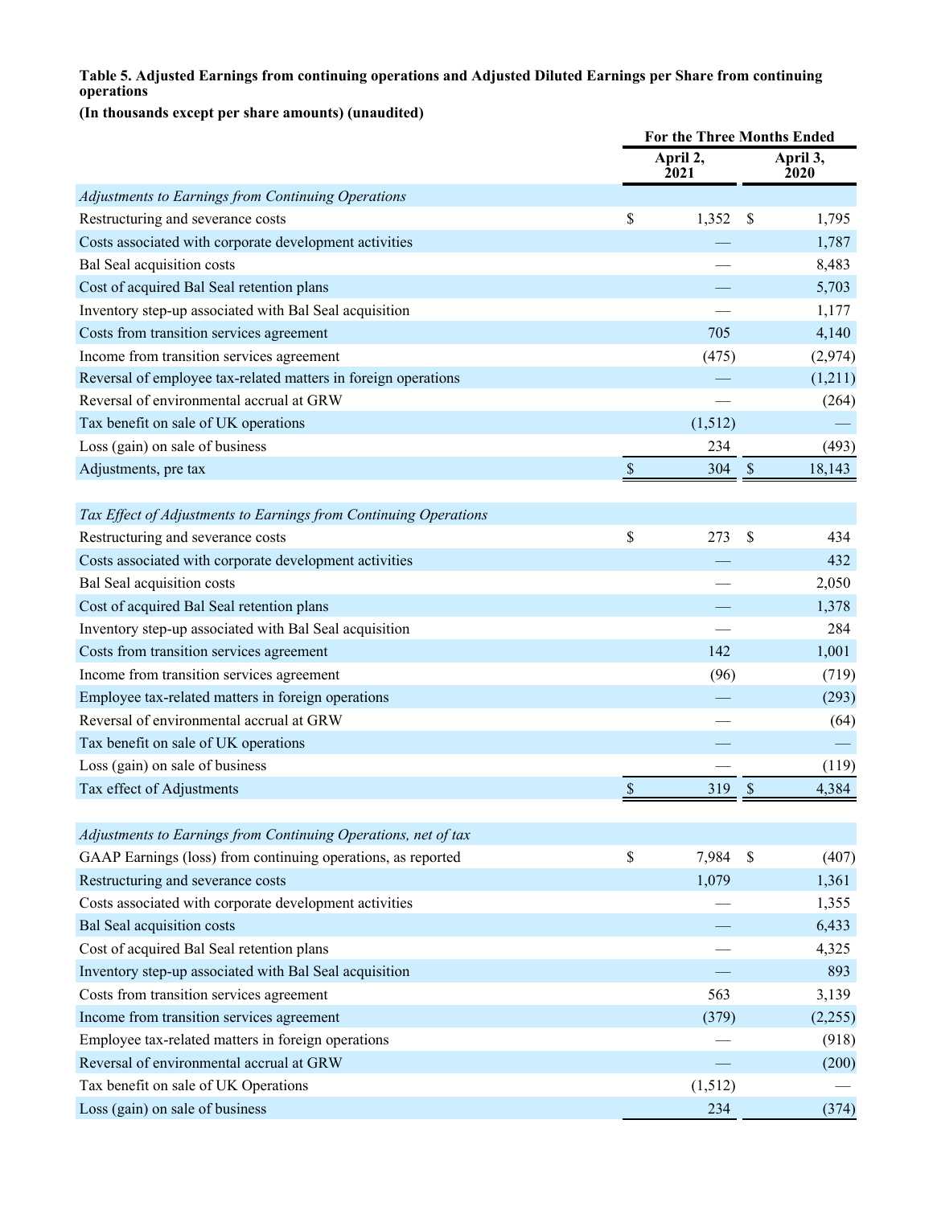**Table 5. Adjusted Earnings from continuing operations and Adjusted Diluted Earnings per Share from continuing operations**

**(In thousands except per share amounts) (unaudited)**

| | For the Three Months Ended | |
|---|---|---|
| | April 2, 2021 | April 3, 2020 |
| *Adjustments to Earnings from Continuing Operations* | | |
| Restructuring and severance costs | $ 1,352 | $ 1,795 |
| Costs associated with corporate development activities | — | 1,787 |
| Bal Seal acquisition costs | — | 8,483 |
| Cost of acquired Bal Seal retention plans | — | 5,703 |
| Inventory step-up associated with Bal Seal acquisition | — | 1,177 |
| Costs from transition services agreement | 705 | 4,140 |
| Income from transition services agreement | (475) | (2,974) |
| Reversal of employee tax-related matters in foreign operations | — | (1,211) |
| Reversal of environmental accrual at GRW | — | (264) |
| Tax benefit on sale of UK operations | (1,512) | — |
| Loss (gain) on sale of business | 234 | (493) |
| Adjustments, pre tax | $ 304 | $ 18,143 |
| | | |
| *Tax Effect of Adjustments to Earnings from Continuing Operations* | | |
| Restructuring and severance costs | $ 273 | $ 434 |
| Costs associated with corporate development activities | — | 432 |
| Bal Seal acquisition costs | — | 2,050 |
| Cost of acquired Bal Seal retention plans | — | 1,378 |
| Inventory step-up associated with Bal Seal acquisition | — | 284 |
| Costs from transition services agreement | 142 | 1,001 |
| Income from transition services agreement | (96) | (719) |
| Employee tax-related matters in foreign operations | — | (293) |
| Reversal of environmental accrual at GRW | — | (64) |
| Tax benefit on sale of UK operations | — | — |
| Loss (gain) on sale of business | — | (119) |
| Tax effect of Adjustments | $ 319 | $ 4,384 |
| | | |
| *Adjustments to Earnings from Continuing Operations, net of tax* | | |
| GAAP Earnings (loss) from continuing operations, as reported | $ 7,984 | $ (407) |
| Restructuring and severance costs | 1,079 | 1,361 |
| Costs associated with corporate development activities | — | 1,355 |
| Bal Seal acquisition costs | — | 6,433 |
| Cost of acquired Bal Seal retention plans | — | 4,325 |
| Inventory step-up associated with Bal Seal acquisition | — | 893 |
| Costs from transition services agreement | 563 | 3,139 |
| Income from transition services agreement | (379) | (2,255) |
| Employee tax-related matters in foreign operations | — | (918) |
| Reversal of environmental accrual at GRW | — | (200) |
| Tax benefit on sale of UK Operations | (1,512) | — |
| Loss (gain) on sale of business | 234 | (374) |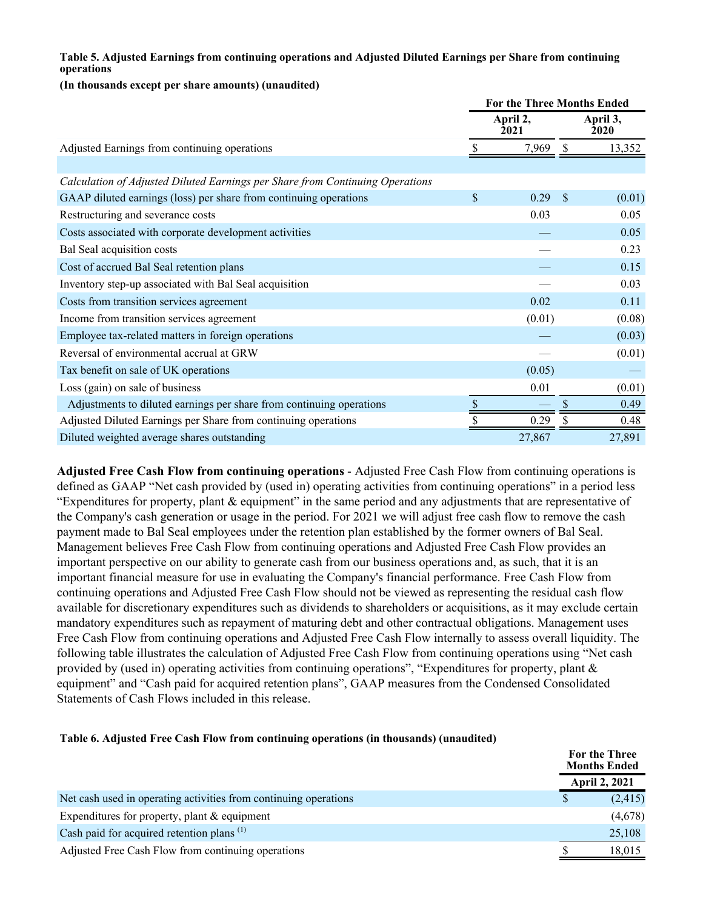**Table 5. Adjusted Earnings from continuing operations and Adjusted Diluted Earnings per Share from continuing operations**

**(In thousands except per share amounts) (unaudited)**

| | For the Three Months Ended | |
|---|---|---|
| | April 2, 2021 | April 3, 2020 |
| Adjusted Earnings from continuing operations | $ 7,969 | $ 13,352 |
| | | |
| *Calculation of Adjusted Diluted Earnings per Share from Continuing Operations* | | |
| GAAP diluted earnings (loss) per share from continuing operations | $ 0.29 | $ (0.01) |
| Restructuring and severance costs | 0.03 | 0.05 |
| Costs associated with corporate development activities | — | 0.05 |
| Bal Seal acquisition costs | — | 0.23 |
| Cost of accrued Bal Seal retention plans | — | 0.15 |
| Inventory step-up associated with Bal Seal acquisition | — | 0.03 |
| Costs from transition services agreement | 0.02 | 0.11 |
| Income from transition services agreement | (0.01) | (0.08) |
| Employee tax-related matters in foreign operations | — | (0.03) |
| Reversal of environmental accrual at GRW | — | (0.01) |
| Tax benefit on sale of UK operations | (0.05) | — |
| Loss (gain) on sale of business | 0.01 | (0.01) |
| Adjustments to diluted earnings per share from continuing operations | $ — | $ 0.49 |
| Adjusted Diluted Earnings per Share from continuing operations | $ 0.29 | $ 0.48 |
| Diluted weighted average shares outstanding | 27,867 | 27,891 |

**Adjusted Free Cash Flow from continuing operations** - Adjusted Free Cash Flow from continuing operations is defined as GAAP "Net cash provided by (used in) operating activities from continuing operations" in a period less "Expenditures for property, plant & equipment" in the same period and any adjustments that are representative of the Company's cash generation or usage in the period. For 2021 we will adjust free cash flow to remove the cash payment made to Bal Seal employees under the retention plan established by the former owners of Bal Seal. Management believes Free Cash Flow from continuing operations and Adjusted Free Cash Flow provides an important perspective on our ability to generate cash from our business operations and, as such, that it is an important financial measure for use in evaluating the Company's financial performance. Free Cash Flow from continuing operations and Adjusted Free Cash Flow should not be viewed as representing the residual cash flow available for discretionary expenditures such as dividends to shareholders or acquisitions, as it may exclude certain mandatory expenditures such as repayment of maturing debt and other contractual obligations. Management uses Free Cash Flow from continuing operations and Adjusted Free Cash Flow internally to assess overall liquidity. The following table illustrates the calculation of Adjusted Free Cash Flow from continuing operations using "Net cash provided by (used in) operating activities from continuing operations", "Expenditures for property, plant & equipment" and "Cash paid for acquired retention plans", GAAP measures from the Condensed Consolidated Statements of Cash Flows included in this release.

**Table 6. Adjusted Free Cash Flow from continuing operations (in thousands) (unaudited)**

| | For the Three Months Ended |
|---|---|
| | April 2, 2021 |
| Net cash used in operating activities from continuing operations | $ (2,415) |
| Expenditures for property, plant & equipment | (4,678) |
| Cash paid for acquired retention plans [(1)] | 25,108 |
| Adjusted Free Cash Flow from continuing operations | $ 18,015 |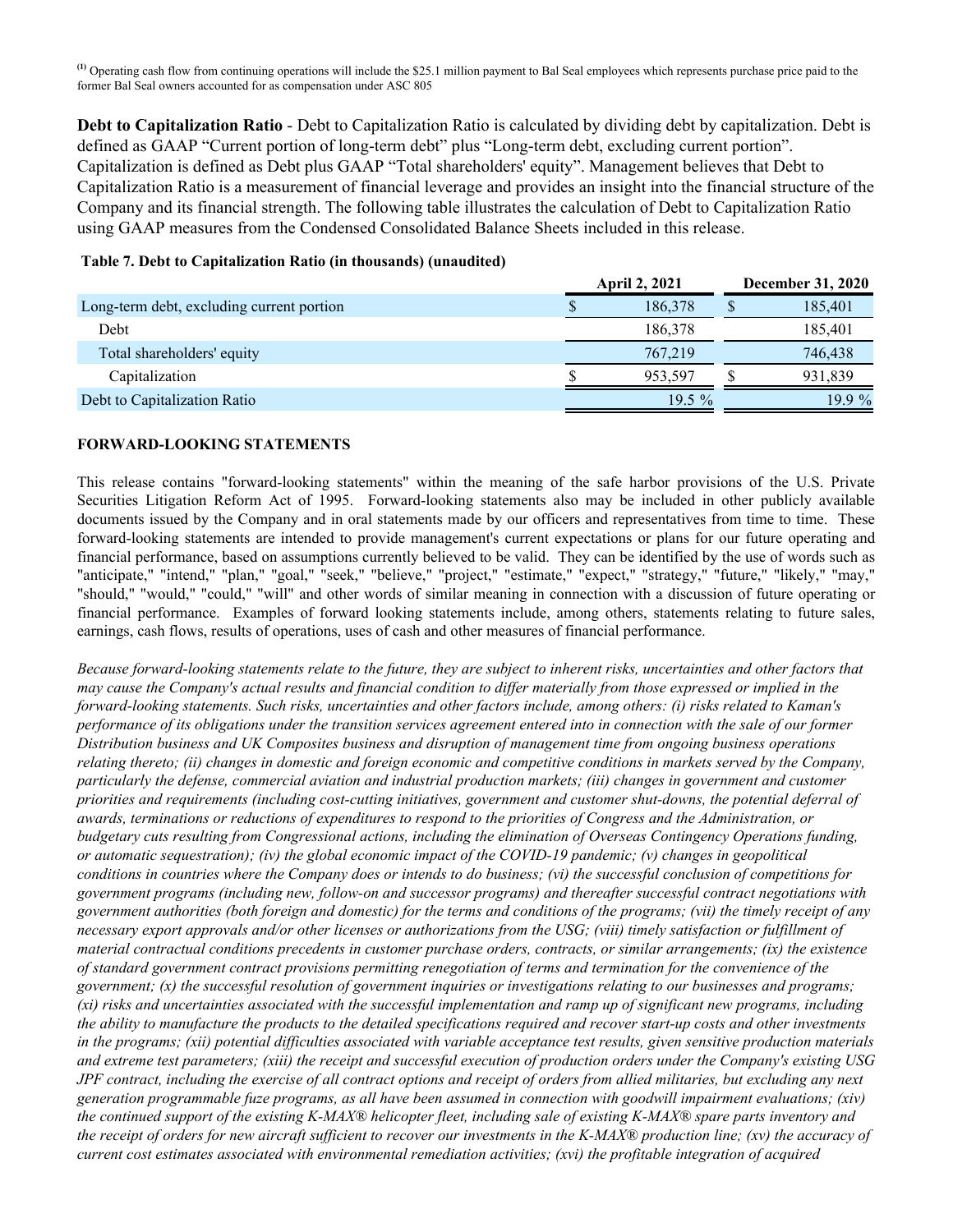[1] Operating cash flow from continuing operations will include the $25.1 million payment to Bal Seal employees which represents purchase price paid to the former Bal Seal owners accounted for as compensation under ASC 805

**Debt to Capitalization Ratio** - Debt to Capitalization Ratio is calculated by dividing debt by capitalization. Debt is defined as GAAP "Current portion of long-term debt" plus "Long-term debt, excluding current portion". Capitalization is defined as Debt plus GAAP "Total shareholders' equity". Management believes that Debt to Capitalization Ratio is a measurement of financial leverage and provides an insight into the financial structure of the Company and its financial strength. The following table illustrates the calculation of Debt to Capitalization Ratio using GAAP measures from the Condensed Consolidated Balance Sheets included in this release.

**Table 7. Debt to Capitalization Ratio (in thousands) (unaudited)**

| | April 2, 2021 | December 31, 2020 |
|---|---|---|
| Long-term debt, excluding current portion | $ 186,378 | $ 185,401 |
| Debt | 186,378 | 185,401 |
| Total shareholders' equity | 767,219 | 746,438 |
| Capitalization | $ 953,597 | $ 931,839 |
| Debt to Capitalization Ratio | 19.5 % | 19.9 % |

**FORWARD-LOOKING STATEMENTS**

This release contains "forward-looking statements" within the meaning of the safe harbor provisions of the U.S. Private Securities Litigation Reform Act of 1995. Forward-looking statements also may be included in other publicly available documents issued by the Company and in oral statements made by our officers and representatives from time to time. These forward-looking statements are intended to provide management's current expectations or plans for our future operating and financial performance, based on assumptions currently believed to be valid. They can be identified by the use of words such as "anticipate," "intend," "plan," "goal," "seek," "believe," "project," "estimate," "expect," "strategy," "future," "likely," "may," "should," "would," "could," "will" and other words of similar meaning in connection with a discussion of future operating or financial performance. Examples of forward looking statements include, among others, statements relating to future sales, earnings, cash flows, results of operations, uses of cash and other measures of financial performance.

*Because forward-looking statements relate to the future, they are subject to inherent risks, uncertainties and other factors that may cause the Company's actual results and financial condition to differ materially from those expressed or implied in the forward-looking statements. Such risks, uncertainties and other factors include, among others: (i) risks related to Kaman's performance of its obligations under the transition services agreement entered into in connection with the sale of our former Distribution business and UK Composites business and disruption of management time from ongoing business operations relating thereto; (ii) changes in domestic and foreign economic and competitive conditions in markets served by the Company, particularly the defense, commercial aviation and industrial production markets; (iii) changes in government and customer priorities and requirements (including cost-cutting initiatives, government and customer shut-downs, the potential deferral of awards, terminations or reductions of expenditures to respond to the priorities of Congress and the Administration, or budgetary cuts resulting from Congressional actions, including the elimination of Overseas Contingency Operations funding, or automatic sequestration); (iv) the global economic impact of the COVID-19 pandemic; (v) changes in geopolitical conditions in countries where the Company does or intends to do business; (vi) the successful conclusion of competitions for government programs (including new, follow-on and successor programs) and thereafter successful contract negotiations with government authorities (both foreign and domestic) for the terms and conditions of the programs; (vii) the timely receipt of any necessary export approvals and/or other licenses or authorizations from the USG; (viii) timely satisfaction or fulfillment of material contractual conditions precedents in customer purchase orders, contracts, or similar arrangements; (ix) the existence of standard government contract provisions permitting renegotiation of terms and termination for the convenience of the government; (x) the successful resolution of government inquiries or investigations relating to our businesses and programs; (xi) risks and uncertainties associated with the successful implementation and ramp up of significant new programs, including the ability to manufacture the products to the detailed specifications required and recover start-up costs and other investments in the programs; (xii) potential difficulties associated with variable acceptance test results, given sensitive production materials and extreme test parameters; (xiii) the receipt and successful execution of production orders under the Company's existing USG JPF contract, including the exercise of all contract options and receipt of orders from allied militaries, but excluding any next generation programmable fuze programs, as all have been assumed in connection with goodwill impairment evaluations; (xiv) the continued support of the existing K-MAX® helicopter fleet, including sale of existing K-MAX® spare parts inventory and the receipt of orders for new aircraft sufficient to recover our investments in the K-MAX® production line; (xv) the accuracy of current cost estimates associated with environmental remediation activities; (xvi) the profitable integration of acquired*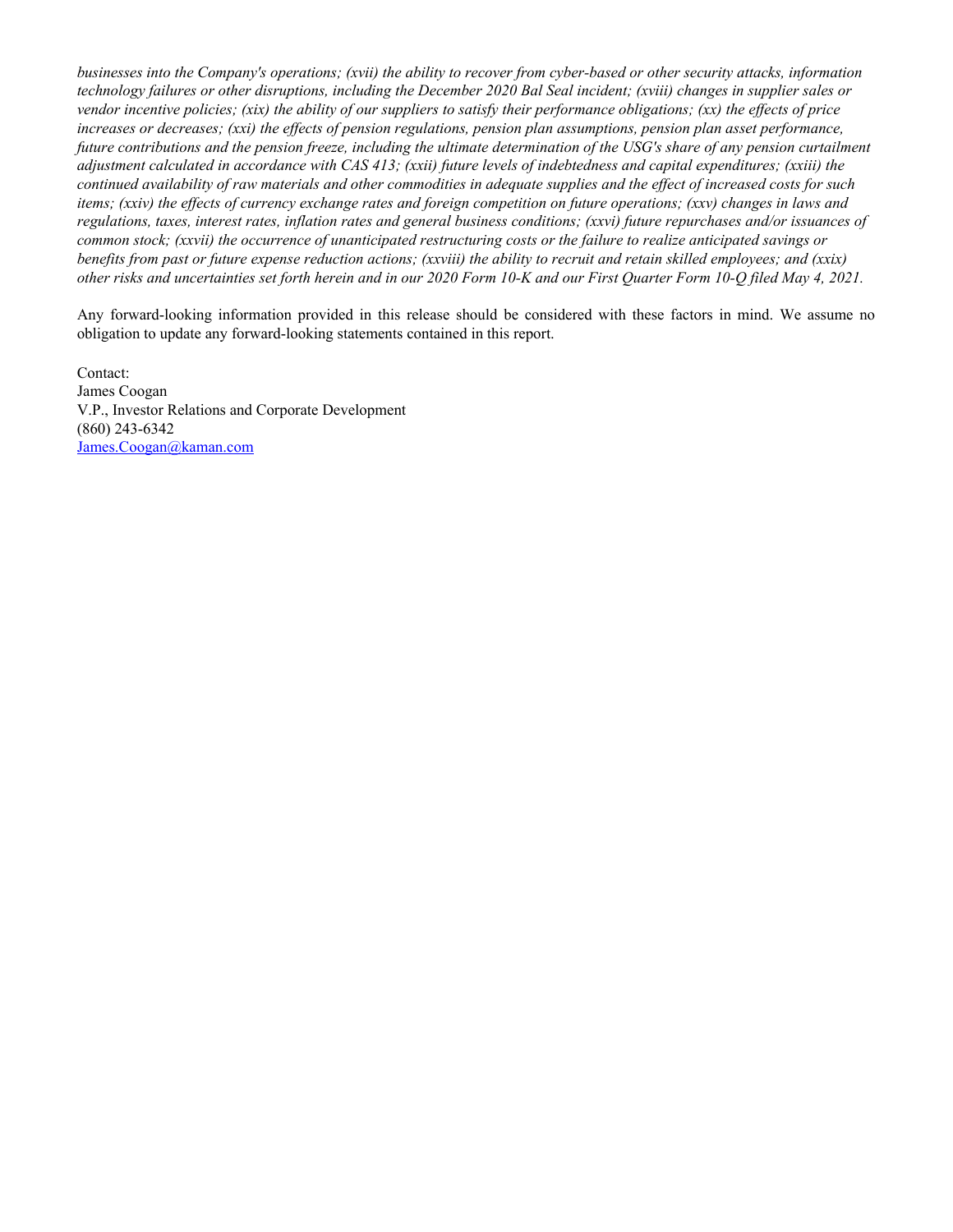*businesses into the Company's operations; (xvii) the ability to recover from cyber-based or other security attacks, information technology failures or other disruptions, including the December 2020 Bal Seal incident; (xviii) changes in supplier sales or vendor incentive policies; (xix) the ability of our suppliers to satisfy their performance obligations; (xx) the effects of price increases or decreases; (xxi) the effects of pension regulations, pension plan assumptions, pension plan asset performance, future contributions and the pension freeze, including the ultimate determination of the USG's share of any pension curtailment adjustment calculated in accordance with CAS 413; (xxii) future levels of indebtedness and capital expenditures; (xxiii) the continued availability of raw materials and other commodities in adequate supplies and the effect of increased costs for such items; (xxiv) the effects of currency exchange rates and foreign competition on future operations; (xxv) changes in laws and regulations, taxes, interest rates, inflation rates and general business conditions; (xxvi) future repurchases and/or issuances of common stock; (xxvii) the occurrence of unanticipated restructuring costs or the failure to realize anticipated savings or benefits from past or future expense reduction actions; (xxviii) the ability to recruit and retain skilled employees; and (xxix) other risks and uncertainties set forth herein and in our 2020 Form 10-K and our First Quarter Form 10-Q filed May 4, 2021.*

Any forward-looking information provided in this release should be considered with these factors in mind. We assume no obligation to update any forward-looking statements contained in this report.

Contact:
James Coogan
V.P., Investor Relations and Corporate Development
(860) 243-6342
James.Coogan@kaman.com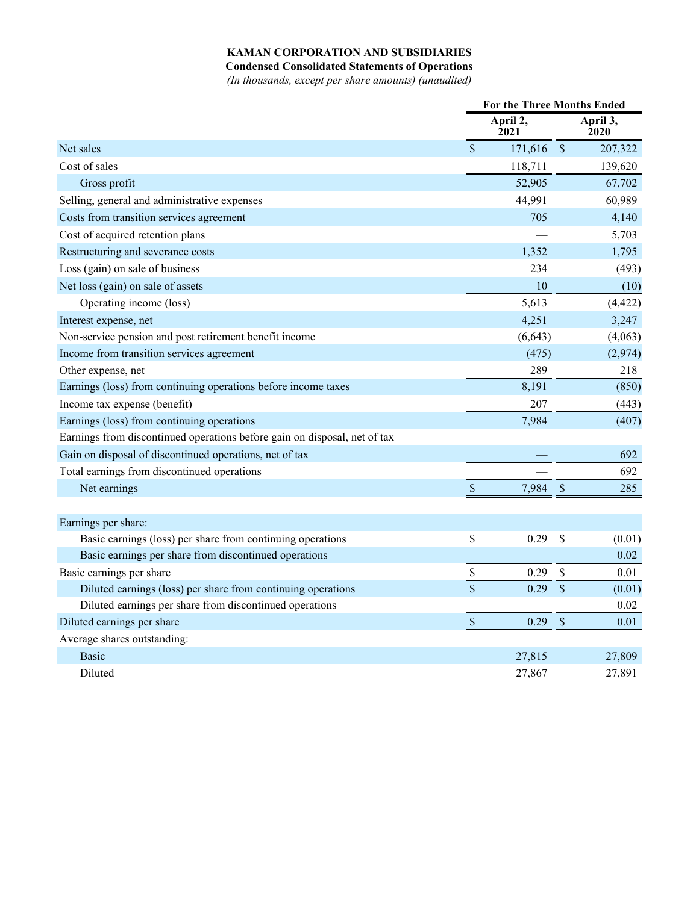**KAMAN CORPORATION AND SUBSIDIARIES**

**Condensed Consolidated Statements of Operations**

*(In thousands, except per share amounts) (unaudited)*

| | For the Three Months Ended | |
|---|---|---|
| | April 2, 2021 | April 3, 2020 |
| Net sales | $ 171,616 | $ 207,322 |
| Cost of sales | 118,711 | 139,620 |
| Gross profit | 52,905 | 67,702 |
| Selling, general and administrative expenses | 44,991 | 60,989 |
| Costs from transition services agreement | 705 | 4,140 |
| Cost of acquired retention plans | — | 5,703 |
| Restructuring and severance costs | 1,352 | 1,795 |
| Loss (gain) on sale of business | 234 | (493) |
| Net loss (gain) on sale of assets | 10 | (10) |
| Operating income (loss) | 5,613 | (4,422) |
| Interest expense, net | 4,251 | 3,247 |
| Non-service pension and post retirement benefit income | (6,643) | (4,063) |
| Income from transition services agreement | (475) | (2,974) |
| Other expense, net | 289 | 218 |
| Earnings (loss) from continuing operations before income taxes | 8,191 | (850) |
| Income tax expense (benefit) | 207 | (443) |
| Earnings (loss) from continuing operations | 7,984 | (407) |
| Earnings from discontinued operations before gain on disposal, net of tax | — | — |
| Gain on disposal of discontinued operations, net of tax | — | 692 |
| Total earnings from discontinued operations | — | 692 |
| Net earnings | $ 7,984 | $ 285 |
| | | |
| Earnings per share: | | |
| Basic earnings (loss) per share from continuing operations | $ 0.29 | $ (0.01) |
| Basic earnings per share from discontinued operations | — | 0.02 |
| Basic earnings per share | $ 0.29 | $ 0.01 |
| Diluted earnings (loss) per share from continuing operations | $ 0.29 | $ (0.01) |
| Diluted earnings per share from discontinued operations | — | 0.02 |
| Diluted earnings per share | $ 0.29 | $ 0.01 |
| Average shares outstanding: | | |
| Basic | 27,815 | 27,809 |
| Diluted | 27,867 | 27,891 |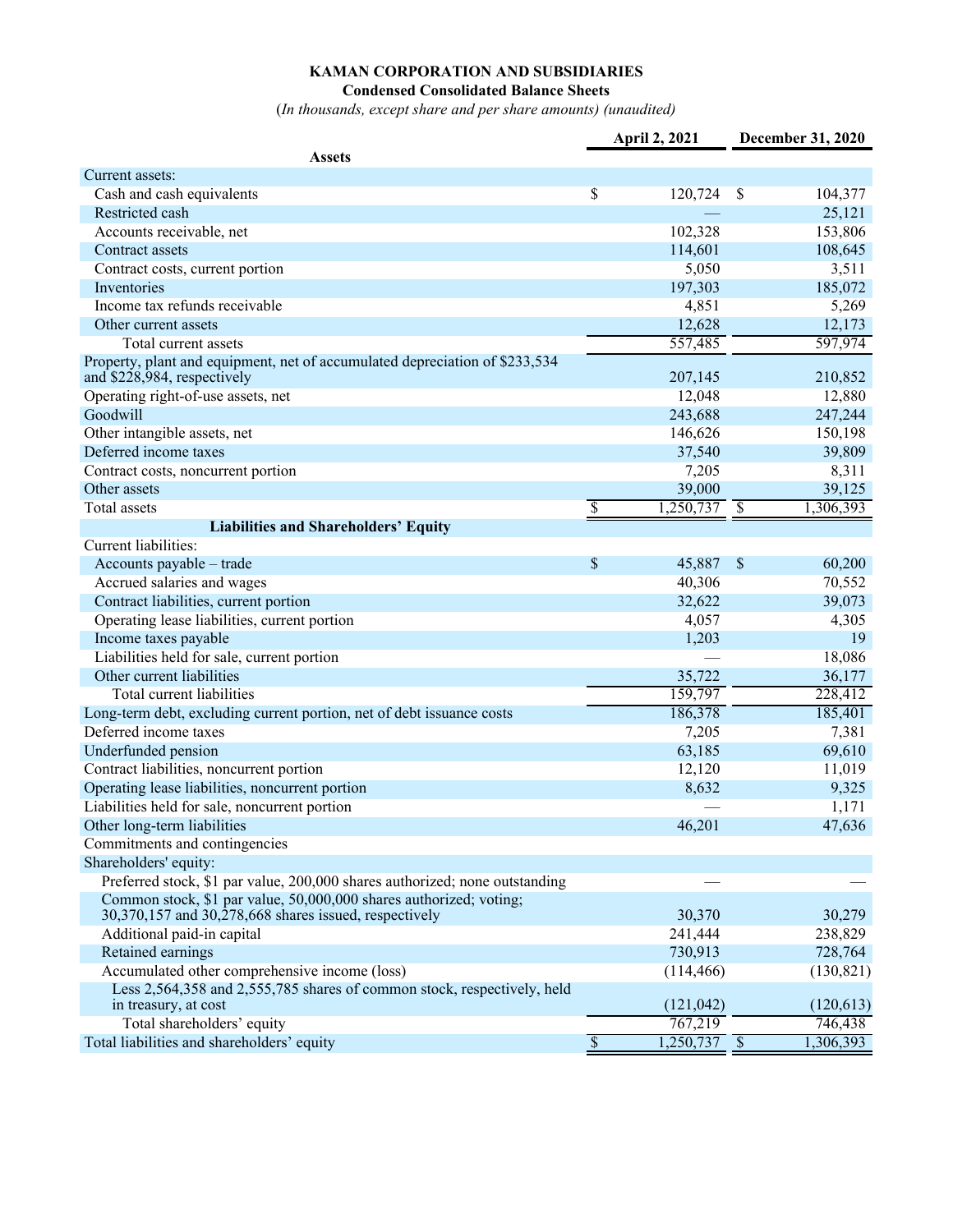**KAMAN CORPORATION AND SUBSIDIARIES**

**Condensed Consolidated Balance Sheets**

*(In thousands, except share and per share amounts) (unaudited)*

| | April 2, 2021 | December 31, 2020 |
|---|---|---|
| **Assets** | | |
| Current assets: | | |
| Cash and cash equivalents | $ 120,724 | $ 104,377 |
| Restricted cash | — | 25,121 |
| Accounts receivable, net | 102,328 | 153,806 |
| Contract assets | 114,601 | 108,645 |
| Contract costs, current portion | 5,050 | 3,511 |
| Inventories | 197,303 | 185,072 |
| Income tax refunds receivable | 4,851 | 5,269 |
| Other current assets | 12,628 | 12,173 |
| Total current assets | 557,485 | 597,974 |
| Property, plant and equipment, net of accumulated depreciation of $233,534 and $228,984, respectively | 207,145 | 210,852 |
| Operating right-of-use assets, net | 12,048 | 12,880 |
| Goodwill | 243,688 | 247,244 |
| Other intangible assets, net | 146,626 | 150,198 |
| Deferred income taxes | 37,540 | 39,809 |
| Contract costs, noncurrent portion | 7,205 | 8,311 |
| Other assets | 39,000 | 39,125 |
| Total assets | $ 1,250,737 | $ 1,306,393 |
| **Liabilities and Shareholders' Equity** | | |
| Current liabilities: | | |
| Accounts payable – trade | $ 45,887 | $ 60,200 |
| Accrued salaries and wages | 40,306 | 70,552 |
| Contract liabilities, current portion | 32,622 | 39,073 |
| Operating lease liabilities, current portion | 4,057 | 4,305 |
| Income taxes payable | 1,203 | 19 |
| Liabilities held for sale, current portion | — | 18,086 |
| Other current liabilities | 35,722 | 36,177 |
| Total current liabilities | 159,797 | 228,412 |
| Long-term debt, excluding current portion, net of debt issuance costs | 186,378 | 185,401 |
| Deferred income taxes | 7,205 | 7,381 |
| Underfunded pension | 63,185 | 69,610 |
| Contract liabilities, noncurrent portion | 12,120 | 11,019 |
| Operating lease liabilities, noncurrent portion | 8,632 | 9,325 |
| Liabilities held for sale, noncurrent portion | — | 1,171 |
| Other long-term liabilities | 46,201 | 47,636 |
| Commitments and contingencies | | |
| Shareholders' equity: | | |
| Preferred stock, $1 par value, 200,000 shares authorized; none outstanding | — | — |
| Common stock, $1 par value, 50,000,000 shares authorized; voting; 30,370,157 and 30,278,668 shares issued, respectively | 30,370 | 30,279 |
| Additional paid-in capital | 241,444 | 238,829 |
| Retained earnings | 730,913 | 728,764 |
| Accumulated other comprehensive income (loss) | (114,466) | (130,821) |
| Less 2,564,358 and 2,555,785 shares of common stock, respectively, held in treasury, at cost | (121,042) | (120,613) |
| Total shareholders' equity | 767,219 | 746,438 |
| Total liabilities and shareholders' equity | $ 1,250,737 | $ 1,306,393 |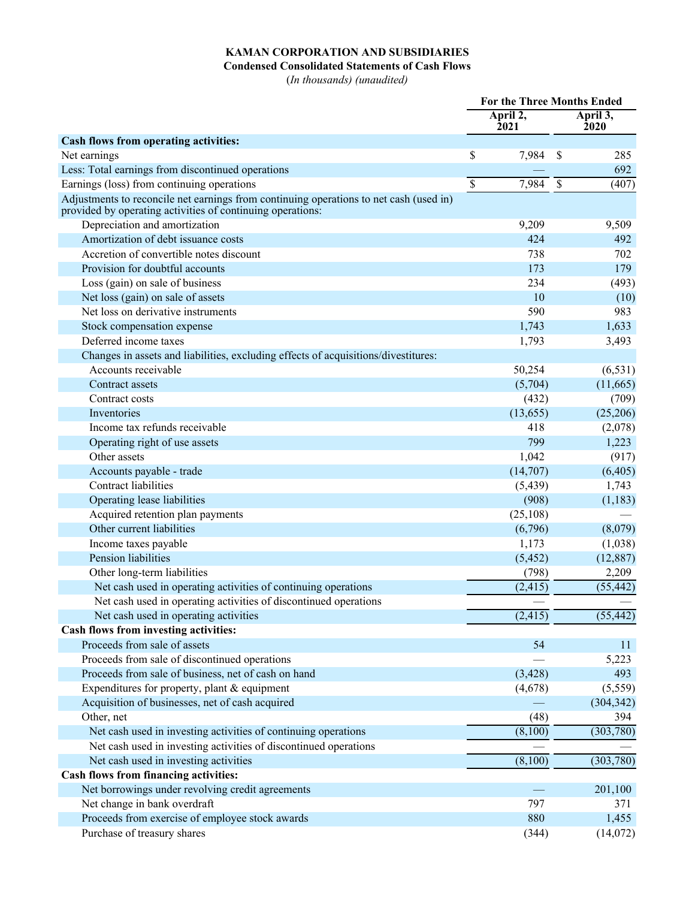**KAMAN CORPORATION AND SUBSIDIARIES**
**Condensed Consolidated Statements of Cash Flows**
(*In thousands) (unaudited)*

| | For the Three Months Ended | |
|---|---|---|
| | April 2, 2021 | April 3, 2020 |
| **Cash flows from operating activities:** | | |
| Net earnings | $ 7,984 | $ 285 |
| Less: Total earnings from discontinued operations | — | 692 |
| Earnings (loss) from continuing operations | $ 7,984 | $ (407) |
| Adjustments to reconcile net earnings from continuing operations to net cash (used in) provided by operating activities of continuing operations: | | |
| Depreciation and amortization | 9,209 | 9,509 |
| Amortization of debt issuance costs | 424 | 492 |
| Accretion of convertible notes discount | 738 | 702 |
| Provision for doubtful accounts | 173 | 179 |
| Loss (gain) on sale of business | 234 | (493) |
| Net loss (gain) on sale of assets | 10 | (10) |
| Net loss on derivative instruments | 590 | 983 |
| Stock compensation expense | 1,743 | 1,633 |
| Deferred income taxes | 1,793 | 3,493 |
| Changes in assets and liabilities, excluding effects of acquisitions/divestitures: | | |
| Accounts receivable | 50,254 | (6,531) |
| Contract assets | (5,704) | (11,665) |
| Contract costs | (432) | (709) |
| Inventories | (13,655) | (25,206) |
| Income tax refunds receivable | 418 | (2,078) |
| Operating right of use assets | 799 | 1,223 |
| Other assets | 1,042 | (917) |
| Accounts payable - trade | (14,707) | (6,405) |
| Contract liabilities | (5,439) | 1,743 |
| Operating lease liabilities | (908) | (1,183) |
| Acquired retention plan payments | (25,108) | — |
| Other current liabilities | (6,796) | (8,079) |
| Income taxes payable | 1,173 | (1,038) |
| Pension liabilities | (5,452) | (12,887) |
| Other long-term liabilities | (798) | 2,209 |
| Net cash used in operating activities of continuing operations | (2,415) | (55,442) |
| Net cash used in operating activities of discontinued operations | — | — |
| Net cash used in operating activities | (2,415) | (55,442) |
| **Cash flows from investing activities:** | | |
| Proceeds from sale of assets | 54 | 11 |
| Proceeds from sale of discontinued operations | — | 5,223 |
| Proceeds from sale of business, net of cash on hand | (3,428) | 493 |
| Expenditures for property, plant & equipment | (4,678) | (5,559) |
| Acquisition of businesses, net of cash acquired | — | (304,342) |
| Other, net | (48) | 394 |
| Net cash used in investing activities of continuing operations | (8,100) | (303,780) |
| Net cash used in investing activities of discontinued operations | — | — |
| Net cash used in investing activities | (8,100) | (303,780) |
| **Cash flows from financing activities:** | | |
| Net borrowings under revolving credit agreements | — | 201,100 |
| Net change in bank overdraft | 797 | 371 |
| Proceeds from exercise of employee stock awards | 880 | 1,455 |
| Purchase of treasury shares | (344) | (14,072) |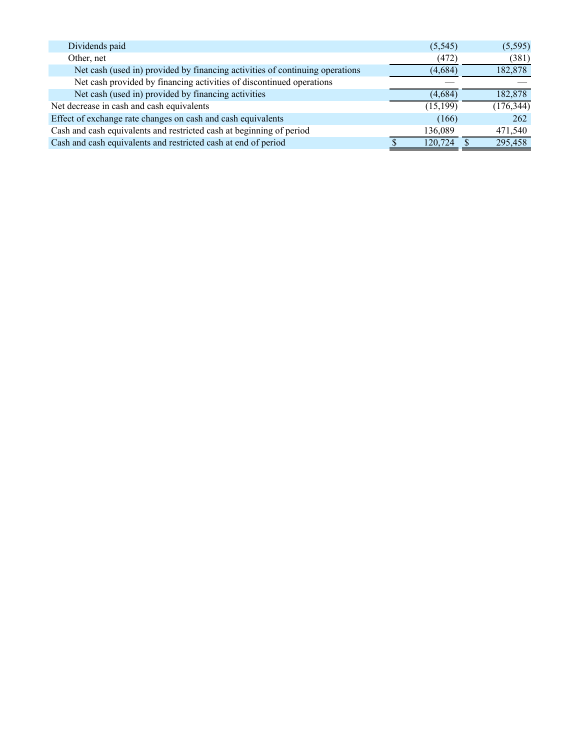| | | |
|---|---|---|
| Dividends paid | (5,545) | (5,595) |
| Other, net | (472) | (381) |
| Net cash (used in) provided by financing activities of continuing operations | (4,684) | 182,878 |
| Net cash provided by financing activities of discontinued operations | — | — |
| Net cash (used in) provided by financing activities | (4,684) | 182,878 |
| Net decrease in cash and cash equivalents | (15,199) | (176,344) |
| Effect of exchange rate changes on cash and cash equivalents | (166) | 262 |
| Cash and cash equivalents and restricted cash at beginning of period | 136,089 | 471,540 |
| Cash and cash equivalents and restricted cash at end of period | $ 120,724 | $ 295,458 |